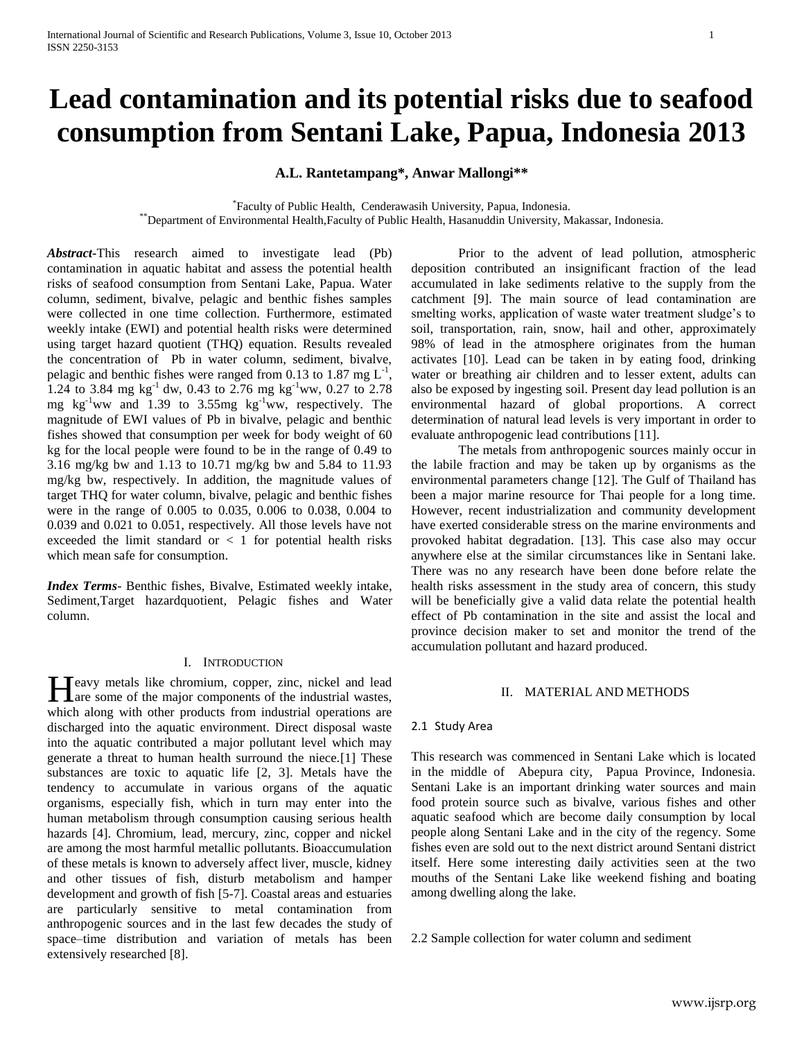# Lead contamination and its potential risks due to seafood consumption from Sentani Lake, Papua, Indonesia 2013

**A.L. Rantetampang\*, Anwar Mallongi\*\***

\*Faculty of Public Health, Cenderawasih University, Papua, Indonesia.
\*\*Department of Environmental Health,Faculty of Public Health, Hasanuddin University, Makassar, Indonesia.

***Abstract***-This research aimed to investigate lead (Pb) contamination in aquatic habitat and assess the potential health risks of seafood consumption from Sentani Lake, Papua. Water column, sediment, bivalve, pelagic and benthic fishes samples were collected in one time collection. Furthermore, estimated weekly intake (EWI) and potential health risks were determined using target hazard quotient (THQ) equation. Results revealed the concentration of Pb in water column, sediment, bivalve, pelagic and benthic fishes were ranged from 0.13 to 1.87 mg $L^{-1}$, 1.24 to 3.84 mg $kg^{-1}$ dw, 0.43 to 2.76 mg $kg^{-1}$ww, 0.27 to 2.78 mg $kg^{-1}$ww and 1.39 to 3.55mg $kg^{-1}$ww, respectively. The magnitude of EWI values of Pb in bivalve, pelagic and benthic fishes showed that consumption per week for body weight of 60 kg for the local people were found to be in the range of 0.49 to 3.16 mg/kg bw and 1.13 to 10.71 mg/kg bw and 5.84 to 11.93 mg/kg bw, respectively. In addition, the magnitude values of target THQ for water column, bivalve, pelagic and benthic fishes were in the range of 0.005 to 0.035, 0.006 to 0.038, 0.004 to 0.039 and 0.021 to 0.051, respectively. All those levels have not exceeded the limit standard or $< 1$ for potential health risks which mean safe for consumption.

***Index Terms***- Benthic fishes, Bivalve, Estimated weekly intake, Sediment,Target hazardquotient, Pelagic fishes and Water column.

## I. Introduction

Heavy metals like chromium, copper, zinc, nickel and lead are some of the major components of the industrial wastes, which along with other products from industrial operations are discharged into the aquatic environment. Direct disposal waste into the aquatic contributed a major pollutant level which may generate a threat to human health surround the niece.[1] These substances are toxic to aquatic life [2, 3]. Metals have the tendency to accumulate in various organs of the aquatic organisms, especially fish, which in turn may enter into the human metabolism through consumption causing serious health hazards [4]. Chromium, lead, mercury, zinc, copper and nickel are among the most harmful metallic pollutants. Bioaccumulation of these metals is known to adversely affect liver, muscle, kidney and other tissues of fish, disturb metabolism and hamper development and growth of fish [5-7]. Coastal areas and estuaries are particularly sensitive to metal contamination from anthropogenic sources and in the last few decades the study of space–time distribution and variation of metals has been extensively researched [8].

Prior to the advent of lead pollution, atmospheric deposition contributed an insignificant fraction of the lead accumulated in lake sediments relative to the supply from the catchment [9]. The main source of lead contamination are smelting works, application of waste water treatment sludge's to soil, transportation, rain, snow, hail and other, approximately 98% of lead in the atmosphere originates from the human activates [10]. Lead can be taken in by eating food, drinking water or breathing air children and to lesser extent, adults can also be exposed by ingesting soil. Present day lead pollution is an environmental hazard of global proportions. A correct determination of natural lead levels is very important in order to evaluate anthropogenic lead contributions [11].

The metals from anthropogenic sources mainly occur in the labile fraction and may be taken up by organisms as the environmental parameters change [12]. The Gulf of Thailand has been a major marine resource for Thai people for a long time. However, recent industrialization and community development have exerted considerable stress on the marine environments and provoked habitat degradation. [13]. This case also may occur anywhere else at the similar circumstances like in Sentani lake. There was no any research have been done before relate the health risks assessment in the study area of concern, this study will be beneficially give a valid data relate the potential health effect of Pb contamination in the site and assist the local and province decision maker to set and monitor the trend of the accumulation pollutant and hazard produced.

## II. Material and Methods

### 2.1 Study Area

This research was commenced in Sentani Lake which is located in the middle of Abepura city, Papua Province, Indonesia. Sentani Lake is an important drinking water sources and main food protein source such as bivalve, various fishes and other aquatic seafood which are become daily consumption by local people along Sentani Lake and in the city of the regency. Some fishes even are sold out to the next district around Sentani district itself. Here some interesting daily activities seen at the two mouths of the Sentani Lake like weekend fishing and boating among dwelling along the lake.

### 2.2 Sample collection for water column and sediment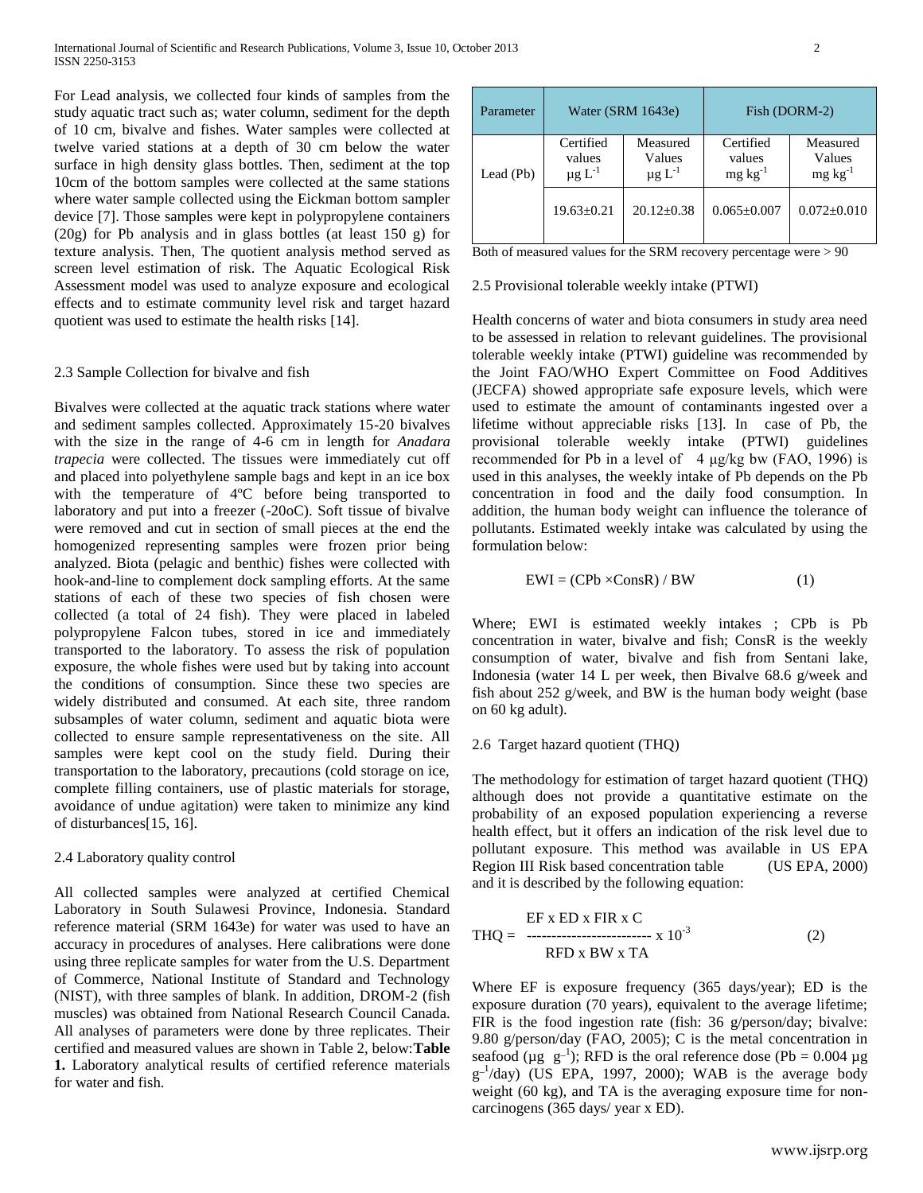For Lead analysis, we collected four kinds of samples from the study aquatic tract such as; water column, sediment for the depth of 10 cm, bivalve and fishes. Water samples were collected at twelve varied stations at a depth of 30 cm below the water surface in high density glass bottles. Then, sediment at the top 10cm of the bottom samples were collected at the same stations where water sample collected using the Eickman bottom sampler device [7]. Those samples were kept in polypropylene containers (20g) for Pb analysis and in glass bottles (at least 150 g) for texture analysis. Then, The quotient analysis method served as screen level estimation of risk. The Aquatic Ecological Risk Assessment model was used to analyze exposure and ecological effects and to estimate community level risk and target hazard quotient was used to estimate the health risks [14].

### 2.3 Sample Collection for bivalve and fish

Bivalves were collected at the aquatic track stations where water and sediment samples collected. Approximately 15-20 bivalves with the size in the range of 4-6 cm in length for *Anadara trapecia* were collected. The tissues were immediately cut off and placed into polyethylene sample bags and kept in an ice box with the temperature of 4ºC before being transported to laboratory and put into a freezer (-20oC). Soft tissue of bivalve were removed and cut in section of small pieces at the end the homogenized representing samples were frozen prior being analyzed. Biota (pelagic and benthic) fishes were collected with hook-and-line to complement dock sampling efforts. At the same stations of each of these two species of fish chosen were collected (a total of 24 fish). They were placed in labeled polypropylene Falcon tubes, stored in ice and immediately transported to the laboratory. To assess the risk of population exposure, the whole fishes were used but by taking into account the conditions of consumption. Since these two species are widely distributed and consumed. At each site, three random subsamples of water column, sediment and aquatic biota were collected to ensure sample representativeness on the site. All samples were kept cool on the study field. During their transportation to the laboratory, precautions (cold storage on ice, complete filling containers, use of plastic materials for storage, avoidance of undue agitation) were taken to minimize any kind of disturbances[15, 16].

### 2.4 Laboratory quality control

All collected samples were analyzed at certified Chemical Laboratory in South Sulawesi Province, Indonesia. Standard reference material (SRM 1643e) for water was used to have an accuracy in procedures of analyses. Here calibrations were done using three replicate samples for water from the U.S. Department of Commerce, National Institute of Standard and Technology (NIST), with three samples of blank. In addition, DROM-2 (fish muscles) was obtained from National Research Council Canada. All analyses of parameters were done by three replicates. Their certified and measured values are shown in Table 2, below:**Table 1.** Laboratory analytical results of certified reference materials for water and fish.

| Parameter | Water (SRM 1643e) | | Fish (DORM-2) | |
|---|---|---|---|---|
| Lead (Pb) | Certified values $\mu g\ L^{-1}$ | Measured Values $\mu g\ L^{-1}$ | Certified values $mg\ kg^{-1}$ | Measured Values $mg\ kg^{-1}$ |
| | 19.63±0.21 | 20.12±0.38 | 0.065±0.007 | 0.072±0.010 |

Both of measured values for the SRM recovery percentage were > 90

### 2.5 Provisional tolerable weekly intake (PTWI)

Health concerns of water and biota consumers in study area need to be assessed in relation to relevant guidelines. The provisional tolerable weekly intake (PTWI) guideline was recommended by the Joint FAO/WHO Expert Committee on Food Additives (JECFA) showed appropriate safe exposure levels, which were used to estimate the amount of contaminants ingested over a lifetime without appreciable risks [13]. In case of Pb, the provisional tolerable weekly intake (PTWI) guidelines recommended for Pb in a level of 4 µg/kg bw (FAO, 1996) is used in this analyses, the weekly intake of Pb depends on the Pb concentration in food and the daily food consumption. In addition, the human body weight can influence the tolerance of pollutants. Estimated weekly intake was calculated by using the formulation below:

$$EWI = (CPb \times ConsR) / BW \qquad (1)$$

Where; EWI is estimated weekly intakes ; CPb is Pb concentration in water, bivalve and fish; ConsR is the weekly consumption of water, bivalve and fish from Sentani lake, Indonesia (water 14 L per week, then Bivalve 68.6 g/week and fish about 252 g/week, and BW is the human body weight (base on 60 kg adult).

### 2.6 Target hazard quotient (THQ)

The methodology for estimation of target hazard quotient (THQ) although does not provide a quantitative estimate on the probability of an exposed population experiencing a reverse health effect, but it offers an indication of the risk level due to pollutant exposure. This method was available in US EPA Region III Risk based concentration table (US EPA, 2000) and it is described by the following equation:

$$THQ = \frac{EF \times ED \times FIR \times C}{RFD \times BW \times TA} \times 10^{-3} \qquad (2)$$

Where EF is exposure frequency (365 days/year); ED is the exposure duration (70 years), equivalent to the average lifetime; FIR is the food ingestion rate (fish: 36 g/person/day; bivalve: 9.80 g/person/day (FAO, 2005); C is the metal concentration in seafood ($\mu g\ g^{-1}$); RFD is the oral reference dose (Pb = 0.004 µg $g^{-1}$/day) (US EPA, 1997, 2000); WAB is the average body weight (60 kg), and TA is the averaging exposure time for non-carcinogens (365 days/ year x ED).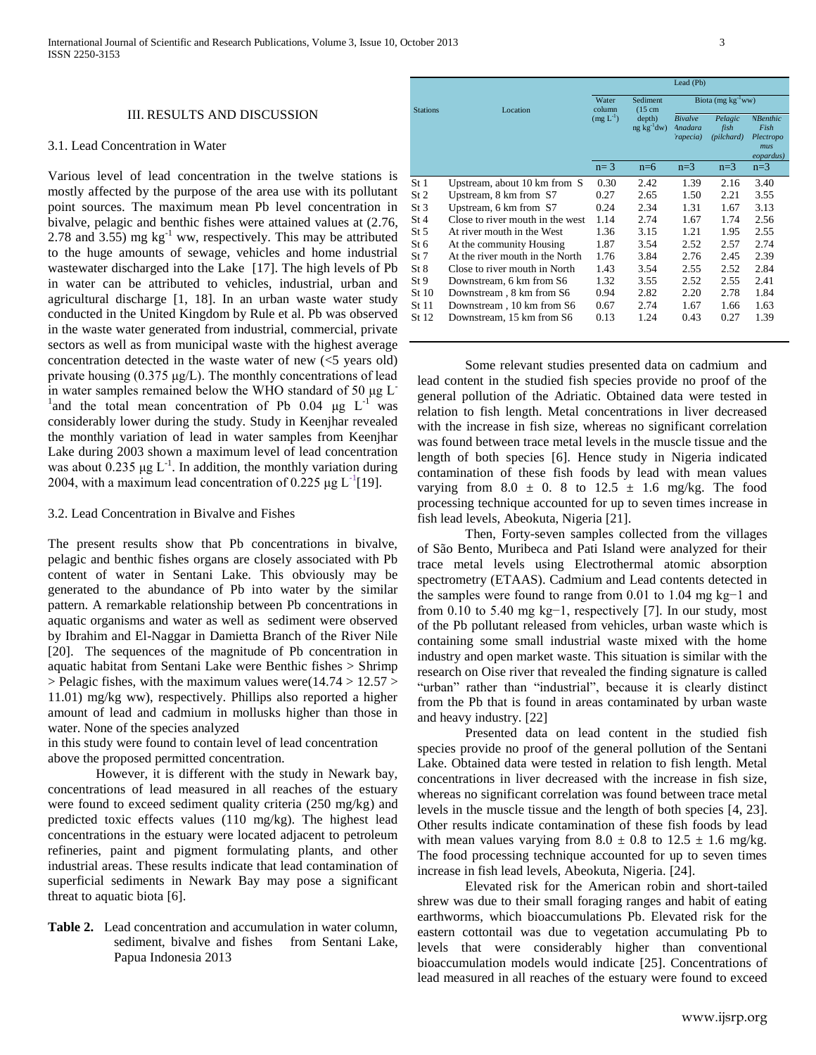## III. RESULTS AND DISCUSSION

### 3.1. Lead Concentration in Water

Various level of lead concentration in the twelve stations is mostly affected by the purpose of the area use with its pollutant point sources. The maximum mean Pb level concentration in bivalve, pelagic and benthic fishes were attained values at (2.76, 2.78 and 3.55) mg $kg^{-1}$ ww, respectively. This may be attributed to the huge amounts of sewage, vehicles and home industrial wastewater discharged into the Lake [17]. The high levels of Pb in water can be attributed to vehicles, industrial, urban and agricultural discharge [1, 18]. In an urban waste water study conducted in the United Kingdom by Rule et al. Pb was observed in the waste water generated from industrial, commercial, private sectors as well as from municipal waste with the highest average concentration detected in the waste water of new (<5 years old) private housing (0.375 μg/L). The monthly concentrations of lead in water samples remained below the WHO standard of 50 μg $L^{-1}$ and the total mean concentration of Pb 0.04 μg $L^{-1}$ was considerably lower during the study. Study in Keenjhar revealed the monthly variation of lead in water samples from Keenjhar Lake during 2003 shown a maximum level of lead concentration was about 0.235 μg $L^{-1}$. In addition, the monthly variation during 2004, with a maximum lead concentration of 0.225 μg $L^{-1}$ [19].

### 3.2. Lead Concentration in Bivalve and Fishes

The present results show that Pb concentrations in bivalve, pelagic and benthic fishes organs are closely associated with Pb content of water in Sentani Lake. This obviously may be generated to the abundance of Pb into water by the similar pattern. A remarkable relationship between Pb concentrations in aquatic organisms and water as well as sediment were observed by Ibrahim and El-Naggar in Damietta Branch of the River Nile [20]. The sequences of the magnitude of Pb concentration in aquatic habitat from Sentani Lake were Benthic fishes > Shrimp > Pelagic fishes, with the maximum values were(14.74 > 12.57 > 11.01) mg/kg ww), respectively. Phillips also reported a higher amount of lead and cadmium in mollusks higher than those in water. None of the species analyzed in this study were found to contain level of lead concentration above the proposed permitted concentration.

However, it is different with the study in Newark bay, concentrations of lead measured in all reaches of the estuary were found to exceed sediment quality criteria (250 mg/kg) and predicted toxic effects values (110 mg/kg). The highest lead concentrations in the estuary were located adjacent to petroleum refineries, paint and pigment formulating plants, and other industrial areas. These results indicate that lead contamination of superficial sediments in Newark Bay may pose a significant threat to aquatic biota [6].

**Table 2.** Lead concentration and accumulation in water column, sediment, bivalve and fishes from Sentani Lake, Papua Indonesia 2013

| Stations | Location | Lead (Pb) | | | | |
|---|---|---|---|---|---|---|
| | | Water column (mg $L^{-1}$) | Sediment (15 cm depth) ng $kg^{-1}$dw) | Biota (mg $kg^{-1}$ww) | | |
| | | | | *Bivalve Anadara rapecia)* | *Pelagic fish (pilchard)* | *NBenthic Fish Plectropomus eopardus)* |
| | | n= 3 | n=6 | n=3 | n=3 | n=3 |
| St 1 | Upstream, about 10 km from S | 0.30 | 2.42 | 1.39 | 2.16 | 3.40 |
| St 2 | Upstream, 8 km from S7 | 0.27 | 2.65 | 1.50 | 2.21 | 3.55 |
| St 3 | Upstream, 6 km from S7 | 0.24 | 2.34 | 1.31 | 1.67 | 3.13 |
| St 4 | Close to river mouth in the west | 1.14 | 2.74 | 1.67 | 1.74 | 2.56 |
| St 5 | At river mouth in the West | 1.36 | 3.15 | 1.21 | 1.95 | 2.55 |
| St 6 | At the community Housing | 1.87 | 3.54 | 2.52 | 2.57 | 2.74 |
| St 7 | At the river mouth in the North | 1.76 | 3.84 | 2.76 | 2.45 | 2.39 |
| St 8 | Close to river mouth in North | 1.43 | 3.54 | 2.55 | 2.52 | 2.84 |
| St 9 | Downstream, 6 km from S6 | 1.32 | 3.55 | 2.52 | 2.55 | 2.41 |
| St 10 | Downstream , 8 km from S6 | 0.94 | 2.82 | 2.20 | 2.78 | 1.84 |
| St 11 | Downstream , 10 km from S6 | 0.67 | 2.74 | 1.67 | 1.66 | 1.63 |
| St 12 | Downstream, 15 km from S6 | 0.13 | 1.24 | 0.43 | 0.27 | 1.39 |

Some relevant studies presented data on cadmium and lead content in the studied fish species provide no proof of the general pollution of the Adriatic. Obtained data were tested in relation to fish length. Metal concentrations in liver decreased with the increase in fish size, whereas no significant correlation was found between trace metal levels in the muscle tissue and the length of both species [6]. Hence study in Nigeria indicated contamination of these fish foods by lead with mean values varying from 8.0 ± 0. 8 to 12.5 ± 1.6 mg/kg. The food processing technique accounted for up to seven times increase in fish lead levels, Abeokuta, Nigeria [21].

Then, Forty-seven samples collected from the villages of São Bento, Muribeca and Pati Island were analyzed for their trace metal levels using Electrothermal atomic absorption spectrometry (ETAAS). Cadmium and Lead contents detected in the samples were found to range from 0.01 to 1.04 mg kg−1 and from 0.10 to 5.40 mg kg−1, respectively [7]. In our study, most of the Pb pollutant released from vehicles, urban waste which is containing some small industrial waste mixed with the home industry and open market waste. This situation is similar with the research on Oise river that revealed the finding signature is called "urban" rather than "industrial", because it is clearly distinct from the Pb that is found in areas contaminated by urban waste and heavy industry. [22]

Presented data on lead content in the studied fish species provide no proof of the general pollution of the Sentani Lake. Obtained data were tested in relation to fish length. Metal concentrations in liver decreased with the increase in fish size, whereas no significant correlation was found between trace metal levels in the muscle tissue and the length of both species [4, 23]. Other results indicate contamination of these fish foods by lead with mean values varying from 8.0 ± 0.8 to 12.5 ± 1.6 mg/kg. The food processing technique accounted for up to seven times increase in fish lead levels, Abeokuta, Nigeria. [24].

Elevated risk for the American robin and short-tailed shrew was due to their small foraging ranges and habit of eating earthworms, which bioaccumulations Pb. Elevated risk for the eastern cottontail was due to vegetation accumulating Pb to levels that were considerably higher than conventional bioaccumulation models would indicate [25]. Concentrations of lead measured in all reaches of the estuary were found to exceed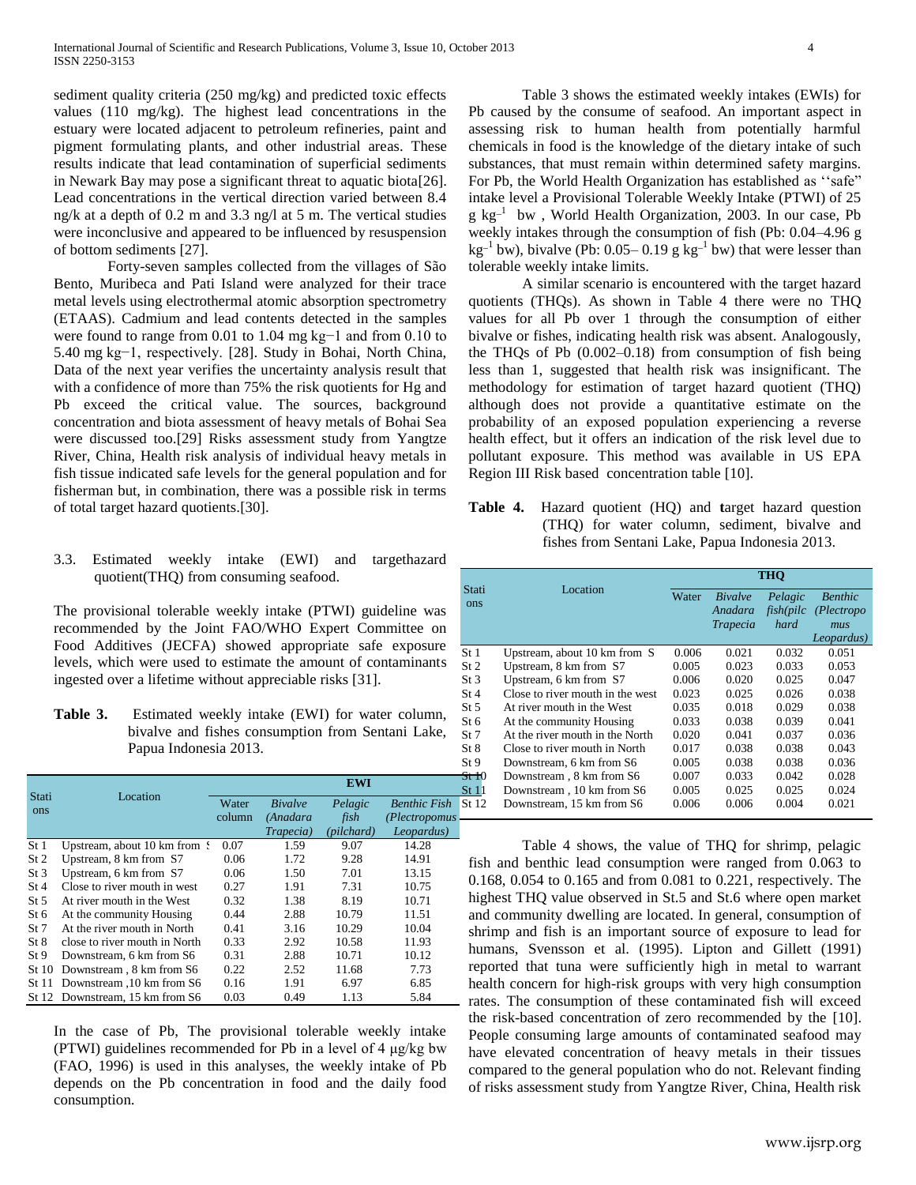sediment quality criteria (250 mg/kg) and predicted toxic effects values (110 mg/kg). The highest lead concentrations in the estuary were located adjacent to petroleum refineries, paint and pigment formulating plants, and other industrial areas. These results indicate that lead contamination of superficial sediments in Newark Bay may pose a significant threat to aquatic biota[26]. Lead concentrations in the vertical direction varied between 8.4 ng/k at a depth of 0.2 m and 3.3 ng/l at 5 m. The vertical studies were inconclusive and appeared to be influenced by resuspension of bottom sediments [27].

Forty-seven samples collected from the villages of São Bento, Muribeca and Pati Island were analyzed for their trace metal levels using electrothermal atomic absorption spectrometry (ETAAS). Cadmium and lead contents detected in the samples were found to range from 0.01 to 1.04 mg kg−1 and from 0.10 to 5.40 mg kg−1, respectively. [28]. Study in Bohai, North China, Data of the next year verifies the uncertainty analysis result that with a confidence of more than 75% the risk quotients for Hg and Pb exceed the critical value. The sources, background concentration and biota assessment of heavy metals of Bohai Sea were discussed too.[29] Risks assessment study from Yangtze River, China, Health risk analysis of individual heavy metals in fish tissue indicated safe levels for the general population and for fisherman but, in combination, there was a possible risk in terms of total target hazard quotients.[30].

### 3.3. Estimated weekly intake (EWI) and targethazard quotient(THQ) from consuming seafood.

The provisional tolerable weekly intake (PTWI) guideline was recommended by the Joint FAO/WHO Expert Committee on Food Additives (JECFA) showed appropriate safe exposure levels, which were used to estimate the amount of contaminants ingested over a lifetime without appreciable risks [31].

**Table 3.** Estimated weekly intake (EWI) for water column, bivalve and fishes consumption from Sentani Lake, Papua Indonesia 2013.

| Stations | Location | EWI | | | |
|---|---|---|---|---|---|
| | | Water column | *Bivalve (Anadara Trapecia)* | *Pelagic fish (pilchard)* | *Benthic Fish (Plectropomus Leopardus)* |
| St 1 | Upstream, about 10 km from S | 0.07 | 1.59 | 9.07 | 14.28 |
| St 2 | Upstream, 8 km from S7 | 0.06 | 1.72 | 9.28 | 14.91 |
| St 3 | Upstream, 6 km from S7 | 0.06 | 1.50 | 7.01 | 13.15 |
| St 4 | Close to river mouth in west | 0.27 | 1.91 | 7.31 | 10.75 |
| St 5 | At river mouth in the West | 0.32 | 1.38 | 8.19 | 10.71 |
| St 6 | At the community Housing | 0.44 | 2.88 | 10.79 | 11.51 |
| St 7 | At the river mouth in North | 0.41 | 3.16 | 10.29 | 10.04 |
| St 8 | close to river mouth in North | 0.33 | 2.92 | 10.58 | 11.93 |
| St 9 | Downstream, 6 km from S6 | 0.31 | 2.88 | 10.71 | 10.12 |
| St 10 | Downstream , 8 km from S6 | 0.22 | 2.52 | 11.68 | 7.73 |
| St 11 | Downstream ,10 km from S6 | 0.16 | 1.91 | 6.97 | 6.85 |
| St 12 | Downstream, 15 km from S6 | 0.03 | 0.49 | 1.13 | 5.84 |

In the case of Pb, The provisional tolerable weekly intake (PTWI) guidelines recommended for Pb in a level of 4 µg/kg bw (FAO, 1996) is used in this analyses, the weekly intake of Pb depends on the Pb concentration in food and the daily food consumption.

Table 3 shows the estimated weekly intakes (EWIs) for Pb caused by the consume of seafood. An important aspect in assessing risk to human health from potentially harmful chemicals in food is the knowledge of the dietary intake of such substances, that must remain within determined safety margins. For Pb, the World Health Organization has established as ''safe" intake level a Provisional Tolerable Weekly Intake (PTWI) of 25 g $kg^{-1}$ bw , World Health Organization, 2003. In our case, Pb weekly intakes through the consumption of fish (Pb: 0.04–4.96 g $kg^{-1}$ bw), bivalve (Pb: 0.05– 0.19 g $kg^{-1}$ bw) that were lesser than tolerable weekly intake limits.

A similar scenario is encountered with the target hazard quotients (THQs). As shown in Table 4 there were no THQ values for all Pb over 1 through the consumption of either bivalve or fishes, indicating health risk was absent. Analogously, the THQs of Pb (0.002–0.18) from consumption of fish being less than 1, suggested that health risk was insignificant. The methodology for estimation of target hazard quotient (THQ) although does not provide a quantitative estimate on the probability of an exposed population experiencing a reverse health effect, but it offers an indication of the risk level due to pollutant exposure. This method was available in US EPA Region III Risk based concentration table [10].

**Table 4.** Hazard quotient (HQ) and **t**arget hazard question (THQ) for water column, sediment, bivalve and fishes from Sentani Lake, Papua Indonesia 2013.

| Stations | Location | THQ | | | |
|---|---|---|---|---|---|
| | | Water | *Bivalve Anadara Trapecia* | *Pelagic fish(pilchard* | *Benthic (Plectropomus Leopardus)* |
| St 1 | Upstream, about 10 km from S | 0.006 | 0.021 | 0.032 | 0.051 |
| St 2 | Upstream, 8 km from S7 | 0.005 | 0.023 | 0.033 | 0.053 |
| St 3 | Upstream, 6 km from S7 | 0.006 | 0.020 | 0.025 | 0.047 |
| St 4 | Close to river mouth in the west | 0.023 | 0.025 | 0.026 | 0.038 |
| St 5 | At river mouth in the West | 0.035 | 0.018 | 0.029 | 0.038 |
| St 6 | At the community Housing | 0.033 | 0.038 | 0.039 | 0.041 |
| St 7 | At the river mouth in the North | 0.020 | 0.041 | 0.037 | 0.036 |
| St 8 | Close to river mouth in North | 0.017 | 0.038 | 0.038 | 0.043 |
| St 9 | Downstream, 6 km from S6 | 0.005 | 0.038 | 0.038 | 0.036 |
| St 10 | Downstream , 8 km from S6 | 0.007 | 0.033 | 0.042 | 0.028 |
| St 11 | Downstream , 10 km from S6 | 0.005 | 0.025 | 0.025 | 0.024 |
| St 12 | Downstream, 15 km from S6 | 0.006 | 0.006 | 0.004 | 0.021 |

Table 4 shows, the value of THQ for shrimp, pelagic fish and benthic lead consumption were ranged from 0.063 to 0.168, 0.054 to 0.165 and from 0.081 to 0.221, respectively. The highest THQ value observed in St.5 and St.6 where open market and community dwelling are located. In general, consumption of shrimp and fish is an important source of exposure to lead for humans, Svensson et al. (1995). Lipton and Gillett (1991) reported that tuna were sufficiently high in metal to warrant health concern for high-risk groups with very high consumption rates. The consumption of these contaminated fish will exceed the risk-based concentration of zero recommended by the [10]. People consuming large amounts of contaminated seafood may have elevated concentration of heavy metals in their tissues compared to the general population who do not. Relevant finding of risks assessment study from Yangtze River, China, Health risk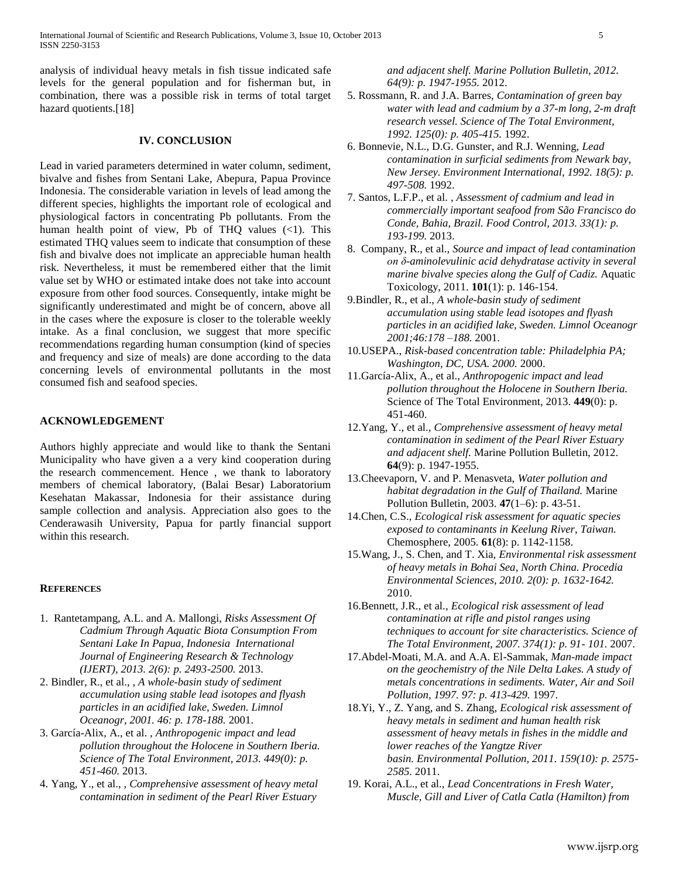analysis of individual heavy metals in fish tissue indicated safe levels for the general population and for fisherman but, in combination, there was a possible risk in terms of total target hazard quotients.[18]

## IV. CONCLUSION

Lead in varied parameters determined in water column, sediment, bivalve and fishes from Sentani Lake, Abepura, Papua Province Indonesia. The considerable variation in levels of lead among the different species, highlights the important role of ecological and physiological factors in concentrating Pb pollutants. From the human health point of view, Pb of THQ values (<1). This estimated THQ values seem to indicate that consumption of these fish and bivalve does not implicate an appreciable human health risk. Nevertheless, it must be remembered either that the limit value set by WHO or estimated intake does not take into account exposure from other food sources. Consequently, intake might be significantly underestimated and might be of concern, above all in the cases where the exposure is closer to the tolerable weekly intake. As a final conclusion, we suggest that more specific recommendations regarding human consumption (kind of species and frequency and size of meals) are done according to the data concerning levels of environmental pollutants in the most consumed fish and seafood species.

## ACKNOWLEDGEMENT

Authors highly appreciate and would like to thank the Sentani Municipality who have given a a very kind cooperation during the research commencement. Hence , we thank to laboratory members of chemical laboratory, (Balai Besar) Laboratorium Kesehatan Makassar, Indonesia for their assistance during sample collection and analysis. Appreciation also goes to the Cenderawasih University, Papua for partly financial support within this research.

## REFERENCES

1. Rantetampang, A.L. and A. Mallongi, *Risks Assessment Of Cadmium Through Aquatic Biota Consumption From Sentani Lake In Papua, Indonesia International Journal of Engineering Research & Technology (IJERT), 2013. 2(6): p. 2493-2500.* 2013.
2. Bindler, R., et al., , *A whole-basin study of sediment accumulation using stable lead isotopes and flyash particles in an acidified lake, Sweden. Limnol Oceanogr, 2001. 46: p. 178-188.* 2001.
3. García-Alix, A., et al. , *Anthropogenic impact and lead pollution throughout the Holocene in Southern Iberia. Science of The Total Environment, 2013. 449(0): p. 451-460.* 2013.
4. Yang, Y., et al., , *Comprehensive assessment of heavy metal contamination in sediment of the Pearl River Estuary and adjacent shelf. Marine Pollution Bulletin, 2012. 64(9): p. 1947-1955.* 2012.
5. Rossmann, R. and J.A. Barres, *Contamination of green bay water with lead and cadmium by a 37-m long, 2-m draft research vessel. Science of The Total Environment, 1992. 125(0): p. 405-415.* 1992.
6. Bonnevie, N.L., D.G. Gunster, and R.J. Wenning, *Lead contamination in surficial sediments from Newark bay, New Jersey. Environment International, 1992. 18(5): p. 497-508.* 1992.
7. Santos, L.F.P., et al. , *Assessment of cadmium and lead in commercially important seafood from São Francisco do Conde, Bahia, Brazil. Food Control, 2013. 33(1): p. 193-199.* 2013.
8. Company, R., et al., *Source and impact of lead contamination on δ-aminolevulinic acid dehydratase activity in several marine bivalve species along the Gulf of Cadiz.* Aquatic Toxicology, 2011. **101**(1): p. 146-154.
9. Bindler, R., et al., *A whole-basin study of sediment accumulation using stable lead isotopes and flyash particles in an acidified lake, Sweden. Limnol Oceanogr 2001;46:178 –188.* 2001.
10. USEPA., *Risk-based concentration table: Philadelphia PA; Washington, DC, USA. 2000.* 2000.
11. García-Alix, A., et al., *Anthropogenic impact and lead pollution throughout the Holocene in Southern Iberia.* Science of The Total Environment, 2013. **449**(0): p. 451-460.
12. Yang, Y., et al., *Comprehensive assessment of heavy metal contamination in sediment of the Pearl River Estuary and adjacent shelf.* Marine Pollution Bulletin, 2012. **64**(9): p. 1947-1955.
13. Cheevaporn, V. and P. Menasveta, *Water pollution and habitat degradation in the Gulf of Thailand.* Marine Pollution Bulletin, 2003. **47**(1–6): p. 43-51.
14. Chen, C.S., *Ecological risk assessment for aquatic species exposed to contaminants in Keelung River, Taiwan.* Chemosphere, 2005. **61**(8): p. 1142-1158.
15. Wang, J., S. Chen, and T. Xia, *Environmental risk assessment of heavy metals in Bohai Sea, North China. Procedia Environmental Sciences, 2010. 2(0): p. 1632-1642.* 2010.
16. Bennett, J.R., et al., *Ecological risk assessment of lead contamination at rifle and pistol ranges using techniques to account for site characteristics. Science of The Total Environment, 2007. 374(1): p. 91- 101.* 2007.
17. Abdel-Moati, M.A. and A.A. El-Sammak, *Man-made impact on the geochemistry of the Nile Delta Lakes. A study of metals concentrations in sediments. Water, Air and Soil Pollution, 1997. 97: p. 413-429.* 1997.
18. Yi, Y., Z. Yang, and S. Zhang, *Ecological risk assessment of heavy metals in sediment and human health risk assessment of heavy metals in fishes in the middle and lower reaches of the Yangtze River basin. Environmental Pollution, 2011. 159(10): p. 2575-2585.* 2011.
19. Korai, A.L., et al., *Lead Concentrations in Fresh Water, Muscle, Gill and Liver of Catla Catla (Hamilton) from*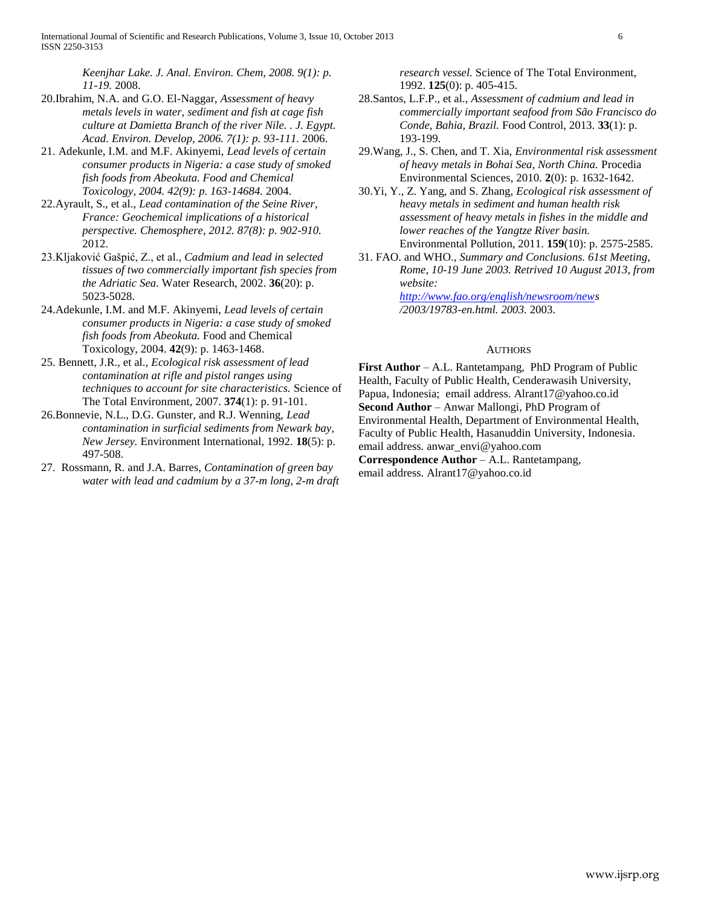*Keenjhar Lake. J. Anal. Environ. Chem, 2008. 9(1): p. 11-19.* 2008.

20. Ibrahim, N.A. and G.O. El-Naggar, *Assessment of heavy metals levels in water, sediment and fish at cage fish culture at Damietta Branch of the river Nile. . J. Egypt. Acad. Environ. Develop, 2006. 7(1): p. 93-111.* 2006.
21. Adekunle, I.M. and M.F. Akinyemi, *Lead levels of certain consumer products in Nigeria: a case study of smoked fish foods from Abeokuta. Food and Chemical Toxicology, 2004. 42(9): p. 163-14684.* 2004.
22. Ayrault, S., et al., *Lead contamination of the Seine River, France: Geochemical implications of a historical perspective. Chemosphere, 2012. 87(8): p. 902-910.* 2012.
23. Kljaković Gašpić, Z., et al., *Cadmium and lead in selected tissues of two commercially important fish species from the Adriatic Sea.* Water Research, 2002. **36**(20): p. 5023-5028.
24. Adekunle, I.M. and M.F. Akinyemi, *Lead levels of certain consumer products in Nigeria: a case study of smoked fish foods from Abeokuta.* Food and Chemical Toxicology, 2004. **42**(9): p. 1463-1468.
25. Bennett, J.R., et al., *Ecological risk assessment of lead contamination at rifle and pistol ranges using techniques to account for site characteristics.* Science of The Total Environment, 2007. **374**(1): p. 91-101.
26. Bonnevie, N.L., D.G. Gunster, and R.J. Wenning, *Lead contamination in surficial sediments from Newark bay, New Jersey.* Environment International, 1992. **18**(5): p. 497-508.
27. Rossmann, R. and J.A. Barres, *Contamination of green bay water with lead and cadmium by a 37-m long, 2-m draft research vessel.* Science of The Total Environment, 1992. **125**(0): p. 405-415.
28. Santos, L.F.P., et al., *Assessment of cadmium and lead in commercially important seafood from São Francisco do Conde, Bahia, Brazil.* Food Control, 2013. **33**(1): p. 193-199.
29. Wang, J., S. Chen, and T. Xia, *Environmental risk assessment of heavy metals in Bohai Sea, North China.* Procedia Environmental Sciences, 2010. **2**(0): p. 1632-1642.
30. Yi, Y., Z. Yang, and S. Zhang, *Ecological risk assessment of heavy metals in sediment and human health risk assessment of heavy metals in fishes in the middle and lower reaches of the Yangtze River basin.* Environmental Pollution, 2011. **159**(10): p. 2575-2585.
31. FAO. and WHO., *Summary and Conclusions. 61st Meeting, Rome, 10-19 June 2003. Retrived 10 August 2013, from website: http://www.fao.org/english/newsroom/news /2003/19783-en.html. 2003.* 2003.

## AUTHORS

**First Author** – A.L. Rantetampang, PhD Program of Public Health, Faculty of Public Health, Cenderawasih University, Papua, Indonesia; email address. Alrant17@yahoo.co.id

**Second Author** – Anwar Mallongi, PhD Program of Environmental Health, Department of Environmental Health, Faculty of Public Health, Hasanuddin University, Indonesia. email address. anwar_envi@yahoo.com

**Correspondence Author** – A.L. Rantetampang, email address. Alrant17@yahoo.co.id